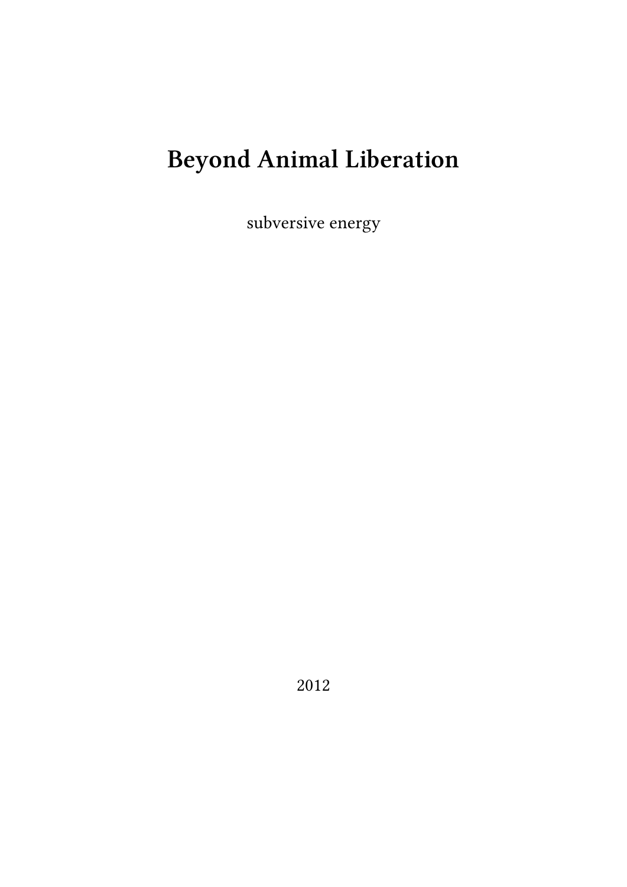# Beyond Animal Liberation

subversive energy

2012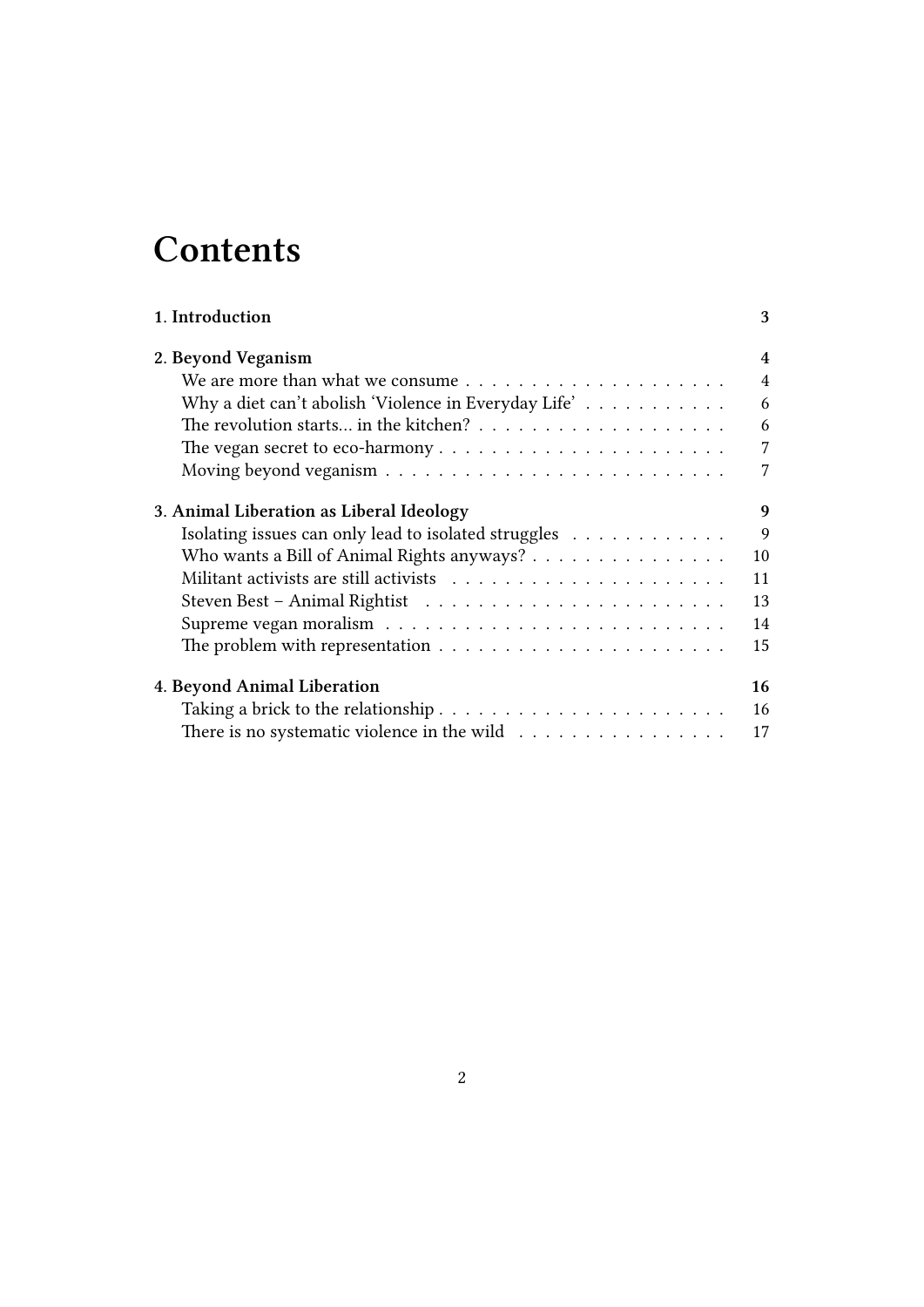# Contents

**1. Introduction** 3

**2. Beyond Veganism** 4

- We are more than what we consume 4
- Why a diet can't abolish 'Violence in Everyday Life' 6
- The revolution starts... in the kitchen? 6
- The vegan secret to eco-harmony 7
- Moving beyond veganism 7

**3. Animal Liberation as Liberal Ideology** 9

- Isolating issues can only lead to isolated struggles 9
- Who wants a Bill of Animal Rights anyways? 10
- Militant activists are still activists 11
- Steven Best – Animal Rightist 13
- Supreme vegan moralism 14
- The problem with representation 15

**4. Beyond Animal Liberation** 16

- Taking a brick to the relationship 16
- There is no systematic violence in the wild 17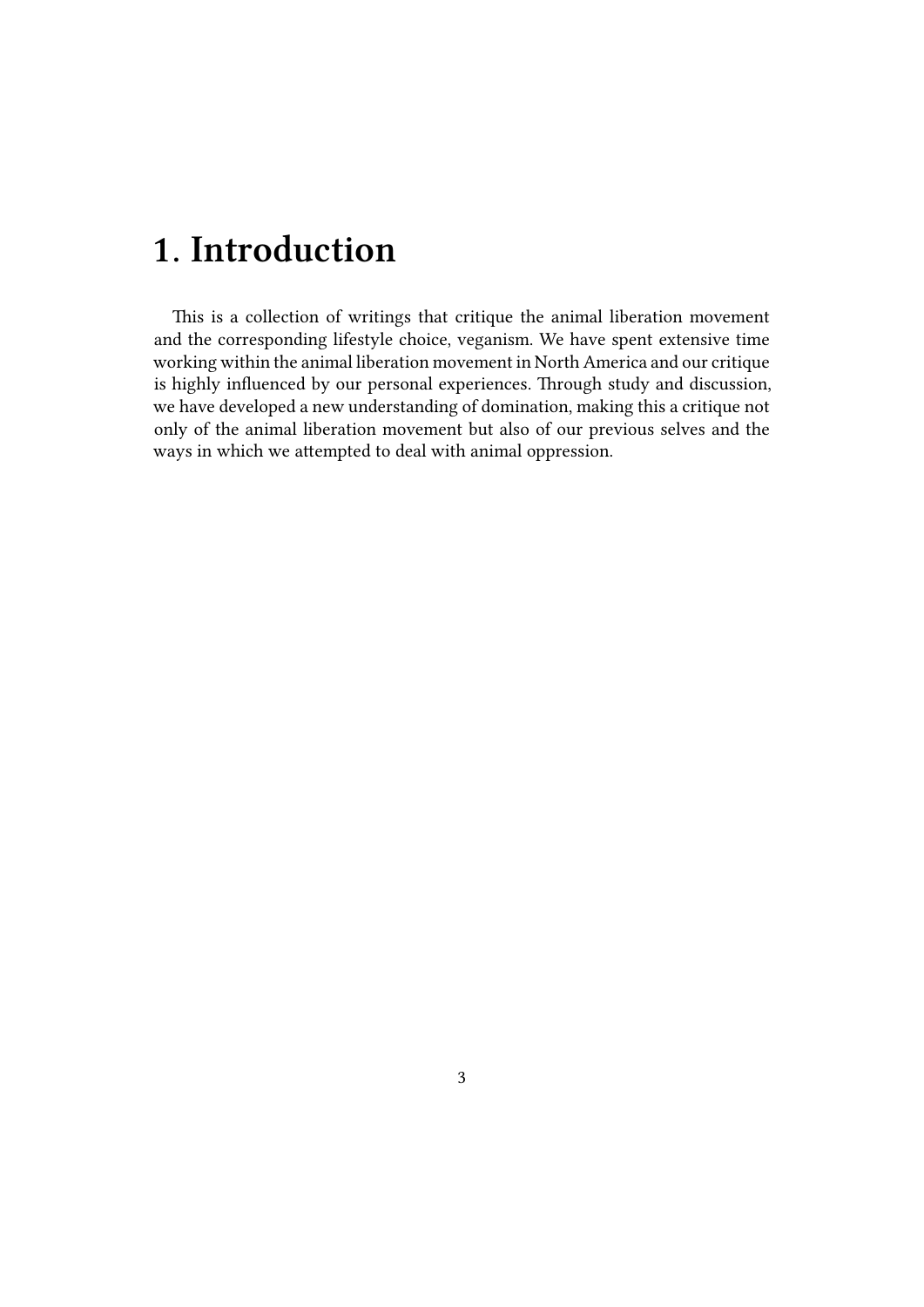# 1. Introduction

This is a collection of writings that critique the animal liberation movement and the corresponding lifestyle choice, veganism. We have spent extensive time working within the animal liberation movement in North America and our critique is highly influenced by our personal experiences. Through study and discussion, we have developed a new understanding of domination, making this a critique not only of the animal liberation movement but also of our previous selves and the ways in which we attempted to deal with animal oppression.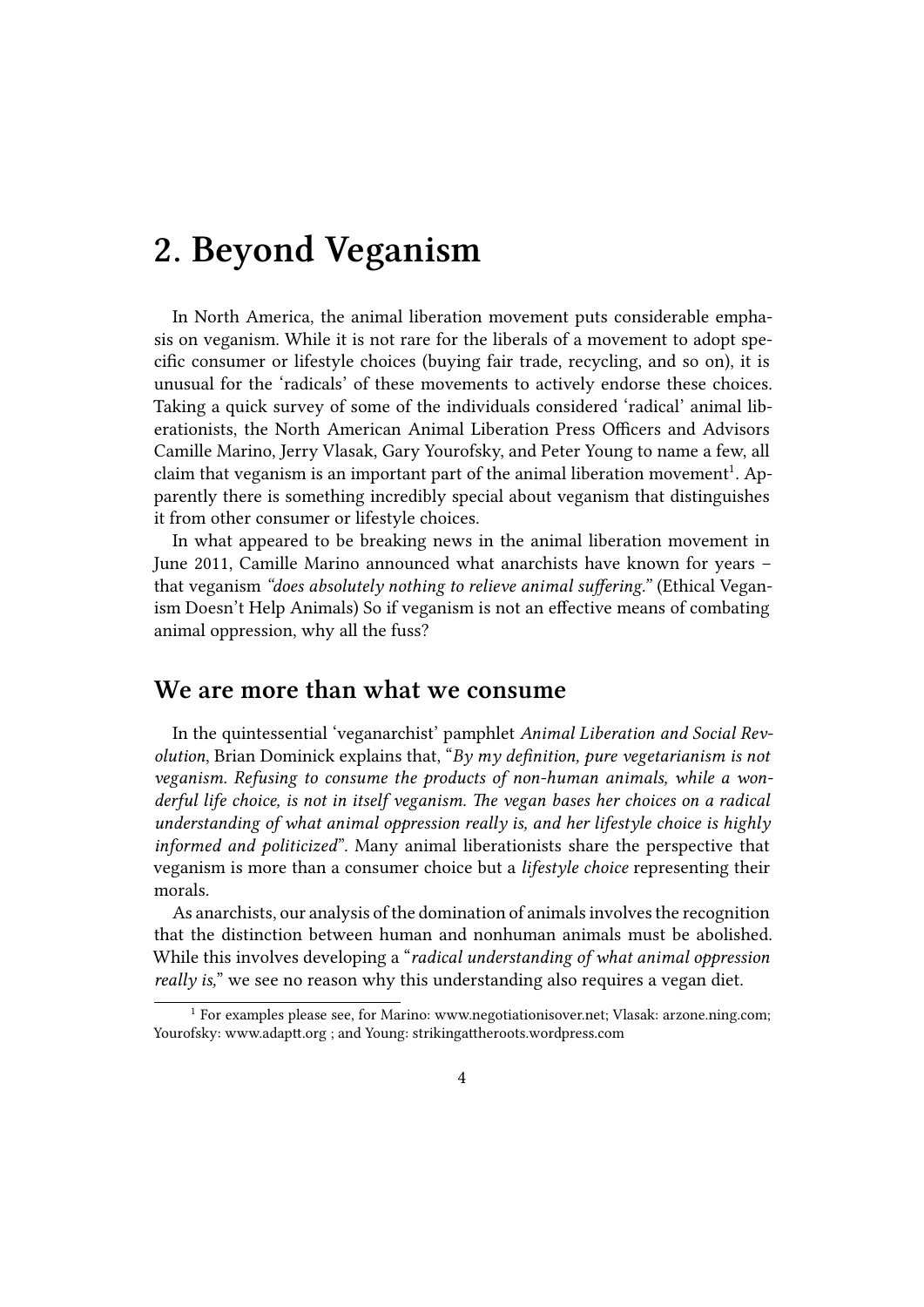# 2. Beyond Veganism

In North America, the animal liberation movement puts considerable emphasis on veganism. While it is not rare for the liberals of a movement to adopt specific consumer or lifestyle choices (buying fair trade, recycling, and so on), it is unusual for the 'radicals' of these movements to actively endorse these choices. Taking a quick survey of some of the individuals considered 'radical' animal liberationists, the North American Animal Liberation Press Officers and Advisors Camille Marino, Jerry Vlasak, Gary Yourofsky, and Peter Young to name a few, all claim that veganism is an important part of the animal liberation movement[1]. Apparently there is something incredibly special about veganism that distinguishes it from other consumer or lifestyle choices.

In what appeared to be breaking news in the animal liberation movement in June 2011, Camille Marino announced what anarchists have known for years – that veganism *"does absolutely nothing to relieve animal suffering."* (Ethical Veganism Doesn't Help Animals) So if veganism is not an effective means of combating animal oppression, why all the fuss?

## We are more than what we consume

In the quintessential 'veganarchist' pamphlet *Animal Liberation and Social Revolution*, Brian Dominick explains that, "*By my definition, pure vegetarianism is not veganism. Refusing to consume the products of non-human animals, while a wonderful life choice, is not in itself veganism. The vegan bases her choices on a radical understanding of what animal oppression really is, and her lifestyle choice is highly informed and politicized*". Many animal liberationists share the perspective that veganism is more than a consumer choice but a *lifestyle choice* representing their morals.

As anarchists, our analysis of the domination of animals involves the recognition that the distinction between human and nonhuman animals must be abolished. While this involves developing a "*radical understanding of what animal oppression really is,*" we see no reason why this understanding also requires a vegan diet.

[1] For examples please see, for Marino: www.negotiationisover.net; Vlasak: arzone.ning.com; Yourofsky: www.adaptt.org ; and Young: strikingattheroots.wordpress.com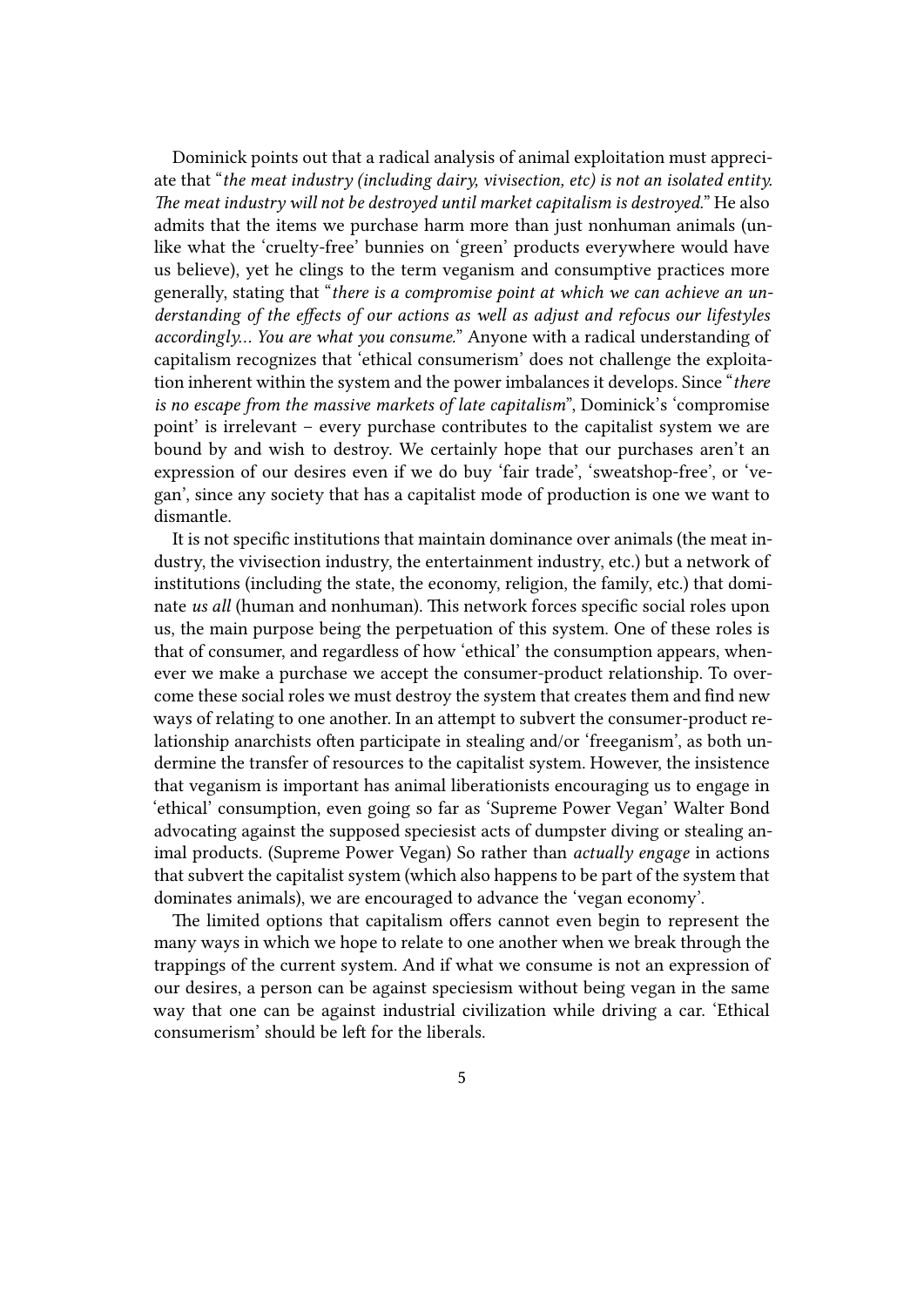Dominick points out that a radical analysis of animal exploitation must appreciate that "*the meat industry (including dairy, vivisection, etc) is not an isolated entity. The meat industry will not be destroyed until market capitalism is destroyed.*" He also admits that the items we purchase harm more than just nonhuman animals (unlike what the 'cruelty-free' bunnies on 'green' products everywhere would have us believe), yet he clings to the term veganism and consumptive practices more generally, stating that "*there is a compromise point at which we can achieve an understanding of the effects of our actions as well as adjust and refocus our lifestyles accordingly… You are what you consume.*" Anyone with a radical understanding of capitalism recognizes that 'ethical consumerism' does not challenge the exploitation inherent within the system and the power imbalances it develops. Since "*there is no escape from the massive markets of late capitalism*", Dominick's 'compromise point' is irrelevant – every purchase contributes to the capitalist system we are bound by and wish to destroy. We certainly hope that our purchases aren't an expression of our desires even if we do buy 'fair trade', 'sweatshop-free', or 'vegan', since any society that has a capitalist mode of production is one we want to dismantle.

It is not specific institutions that maintain dominance over animals (the meat industry, the vivisection industry, the entertainment industry, etc.) but a network of institutions (including the state, the economy, religion, the family, etc.) that dominate *us all* (human and nonhuman). This network forces specific social roles upon us, the main purpose being the perpetuation of this system. One of these roles is that of consumer, and regardless of how 'ethical' the consumption appears, whenever we make a purchase we accept the consumer-product relationship. To overcome these social roles we must destroy the system that creates them and find new ways of relating to one another. In an attempt to subvert the consumer-product relationship anarchists often participate in stealing and/or 'freeganism', as both undermine the transfer of resources to the capitalist system. However, the insistence that veganism is important has animal liberationists encouraging us to engage in 'ethical' consumption, even going so far as 'Supreme Power Vegan' Walter Bond advocating against the supposed speciesist acts of dumpster diving or stealing animal products. (Supreme Power Vegan) So rather than *actually engage* in actions that subvert the capitalist system (which also happens to be part of the system that dominates animals), we are encouraged to advance the 'vegan economy'.

The limited options that capitalism offers cannot even begin to represent the many ways in which we hope to relate to one another when we break through the trappings of the current system. And if what we consume is not an expression of our desires, a person can be against speciesism without being vegan in the same way that one can be against industrial civilization while driving a car. 'Ethical consumerism' should be left for the liberals.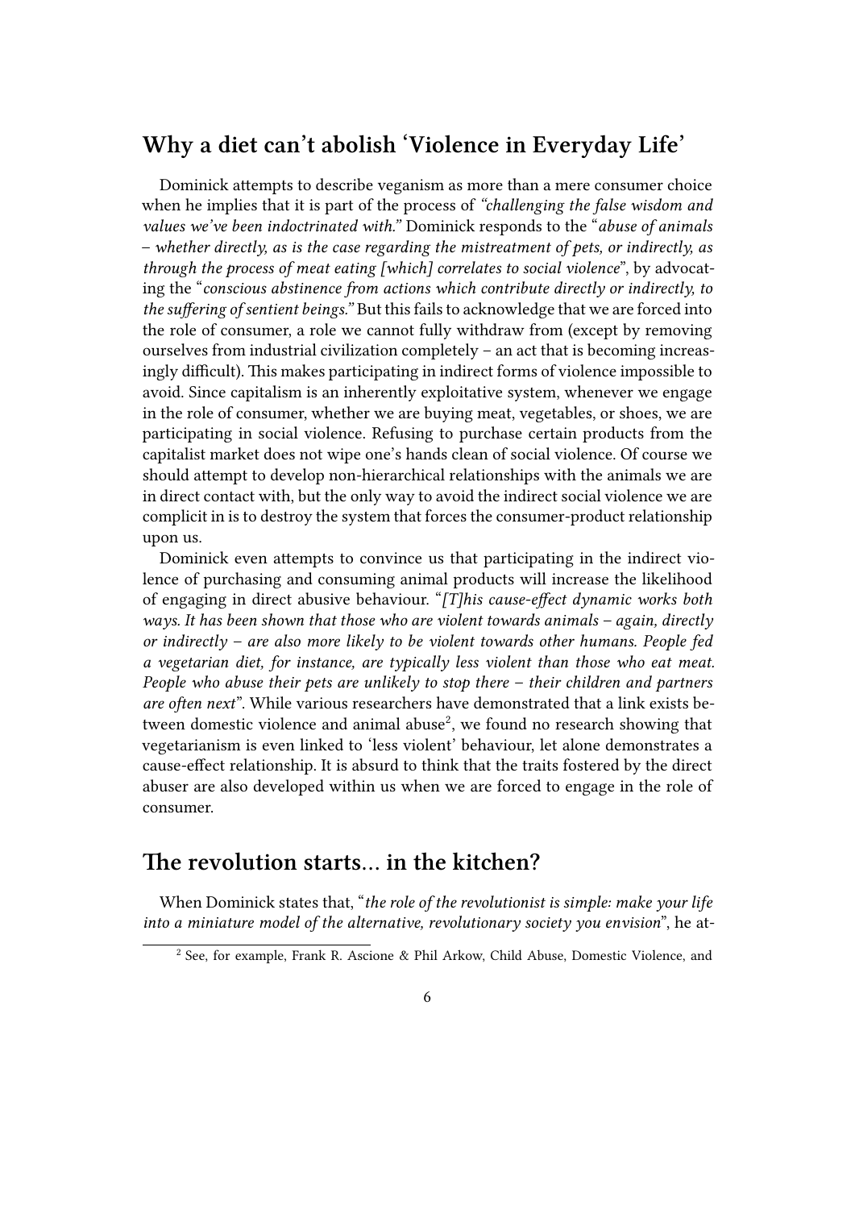## Why a diet can't abolish 'Violence in Everyday Life'

Dominick attempts to describe veganism as more than a mere consumer choice when he implies that it is part of the process of *"challenging the false wisdom and values we've been indoctrinated with."* Dominick responds to the "*abuse of animals – whether directly, as is the case regarding the mistreatment of pets, or indirectly, as through the process of meat eating [which] correlates to social violence*", by advocating the "*conscious abstinence from actions which contribute directly or indirectly, to the suffering of sentient beings."* But this fails to acknowledge that we are forced into the role of consumer, a role we cannot fully withdraw from (except by removing ourselves from industrial civilization completely – an act that is becoming increasingly difficult). This makes participating in indirect forms of violence impossible to avoid. Since capitalism is an inherently exploitative system, whenever we engage in the role of consumer, whether we are buying meat, vegetables, or shoes, we are participating in social violence. Refusing to purchase certain products from the capitalist market does not wipe one's hands clean of social violence. Of course we should attempt to develop non-hierarchical relationships with the animals we are in direct contact with, but the only way to avoid the indirect social violence we are complicit in is to destroy the system that forces the consumer-product relationship upon us.

Dominick even attempts to convince us that participating in the indirect violence of purchasing and consuming animal products will increase the likelihood of engaging in direct abusive behaviour. "*[T]his cause-effect dynamic works both ways. It has been shown that those who are violent towards animals – again, directly or indirectly – are also more likely to be violent towards other humans. People fed a vegetarian diet, for instance, are typically less violent than those who eat meat. People who abuse their pets are unlikely to stop there – their children and partners are often next*". While various researchers have demonstrated that a link exists between domestic violence and animal abuse[2], we found no research showing that vegetarianism is even linked to 'less violent' behaviour, let alone demonstrates a cause-effect relationship. It is absurd to think that the traits fostered by the direct abuser are also developed within us when we are forced to engage in the role of consumer.

## The revolution starts… in the kitchen?

When Dominick states that, "*the role of the revolutionist is simple: make your life into a miniature model of the alternative, revolutionary society you envision*", he at-

[2] See, for example, Frank R. Ascione & Phil Arkow, Child Abuse, Domestic Violence, and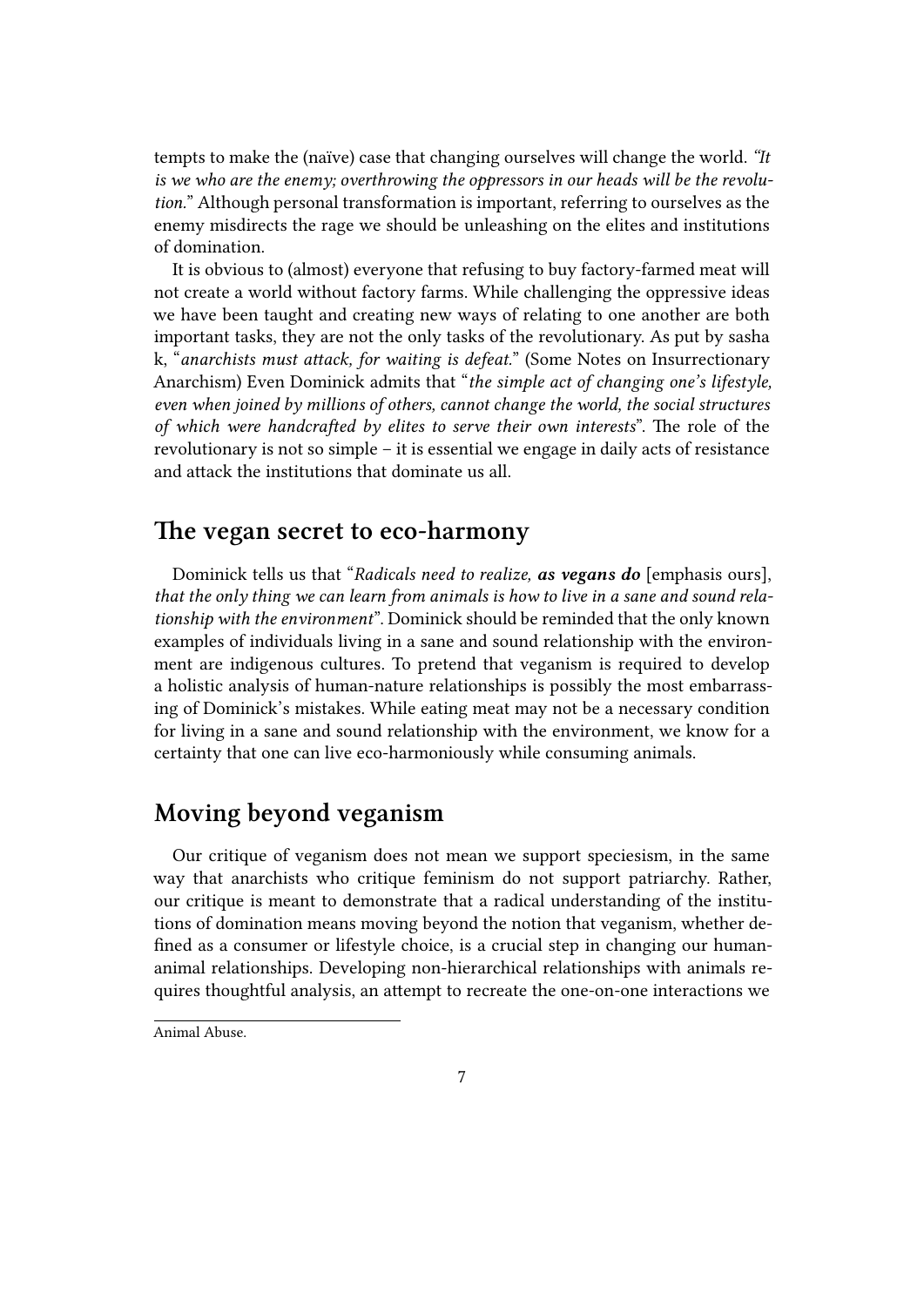tempts to make the (naïve) case that changing ourselves will change the world. *"It is we who are the enemy; overthrowing the oppressors in our heads will be the revolution.*" Although personal transformation is important, referring to ourselves as the enemy misdirects the rage we should be unleashing on the elites and institutions of domination.

It is obvious to (almost) everyone that refusing to buy factory-farmed meat will not create a world without factory farms. While challenging the oppressive ideas we have been taught and creating new ways of relating to one another are both important tasks, they are not the only tasks of the revolutionary. As put by sasha k, "*anarchists must attack, for waiting is defeat.*" (Some Notes on Insurrectionary Anarchism) Even Dominick admits that "*the simple act of changing one's lifestyle, even when joined by millions of others, cannot change the world, the social structures of which were handcrafted by elites to serve their own interests*". The role of the revolutionary is not so simple – it is essential we engage in daily acts of resistance and attack the institutions that dominate us all.

## The vegan secret to eco-harmony

Dominick tells us that "*Radicals need to realize, **as vegans do** [emphasis ours], that the only thing we can learn from animals is how to live in a sane and sound relationship with the environment*". Dominick should be reminded that the only known examples of individuals living in a sane and sound relationship with the environment are indigenous cultures. To pretend that veganism is required to develop a holistic analysis of human-nature relationships is possibly the most embarrassing of Dominick's mistakes. While eating meat may not be a necessary condition for living in a sane and sound relationship with the environment, we know for a certainty that one can live eco-harmoniously while consuming animals.

## Moving beyond veganism

Our critique of veganism does not mean we support speciesism, in the same way that anarchists who critique feminism do not support patriarchy. Rather, our critique is meant to demonstrate that a radical understanding of the institutions of domination means moving beyond the notion that veganism, whether defined as a consumer or lifestyle choice, is a crucial step in changing our human-animal relationships. Developing non-hierarchical relationships with animals requires thoughtful analysis, an attempt to recreate the one-on-one interactions we

Animal Abuse.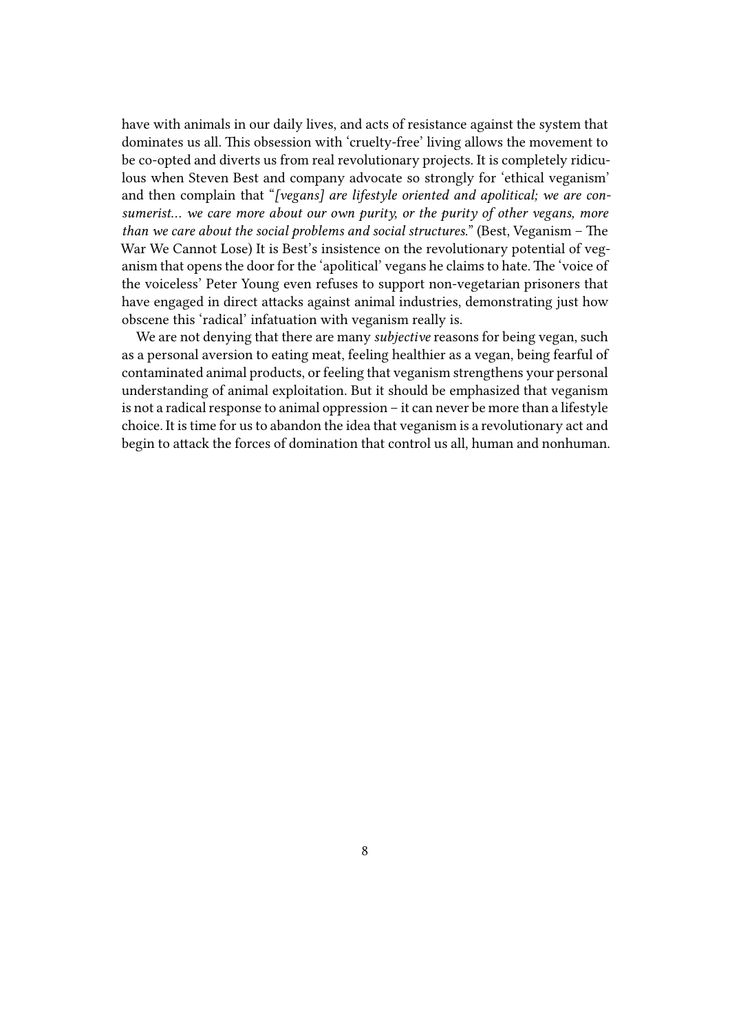have with animals in our daily lives, and acts of resistance against the system that dominates us all. This obsession with 'cruelty-free' living allows the movement to be co-opted and diverts us from real revolutionary projects. It is completely ridiculous when Steven Best and company advocate so strongly for 'ethical veganism' and then complain that "*[vegans] are lifestyle oriented and apolitical; we are consumerist… we care more about our own purity, or the purity of other vegans, more than we care about the social problems and social structures.*" (Best, Veganism – The War We Cannot Lose) It is Best's insistence on the revolutionary potential of veganism that opens the door for the 'apolitical' vegans he claims to hate. The 'voice of the voiceless' Peter Young even refuses to support non-vegetarian prisoners that have engaged in direct attacks against animal industries, demonstrating just how obscene this 'radical' infatuation with veganism really is.

We are not denying that there are many *subjective* reasons for being vegan, such as a personal aversion to eating meat, feeling healthier as a vegan, being fearful of contaminated animal products, or feeling that veganism strengthens your personal understanding of animal exploitation. But it should be emphasized that veganism is not a radical response to animal oppression – it can never be more than a lifestyle choice. It is time for us to abandon the idea that veganism is a revolutionary act and begin to attack the forces of domination that control us all, human and nonhuman.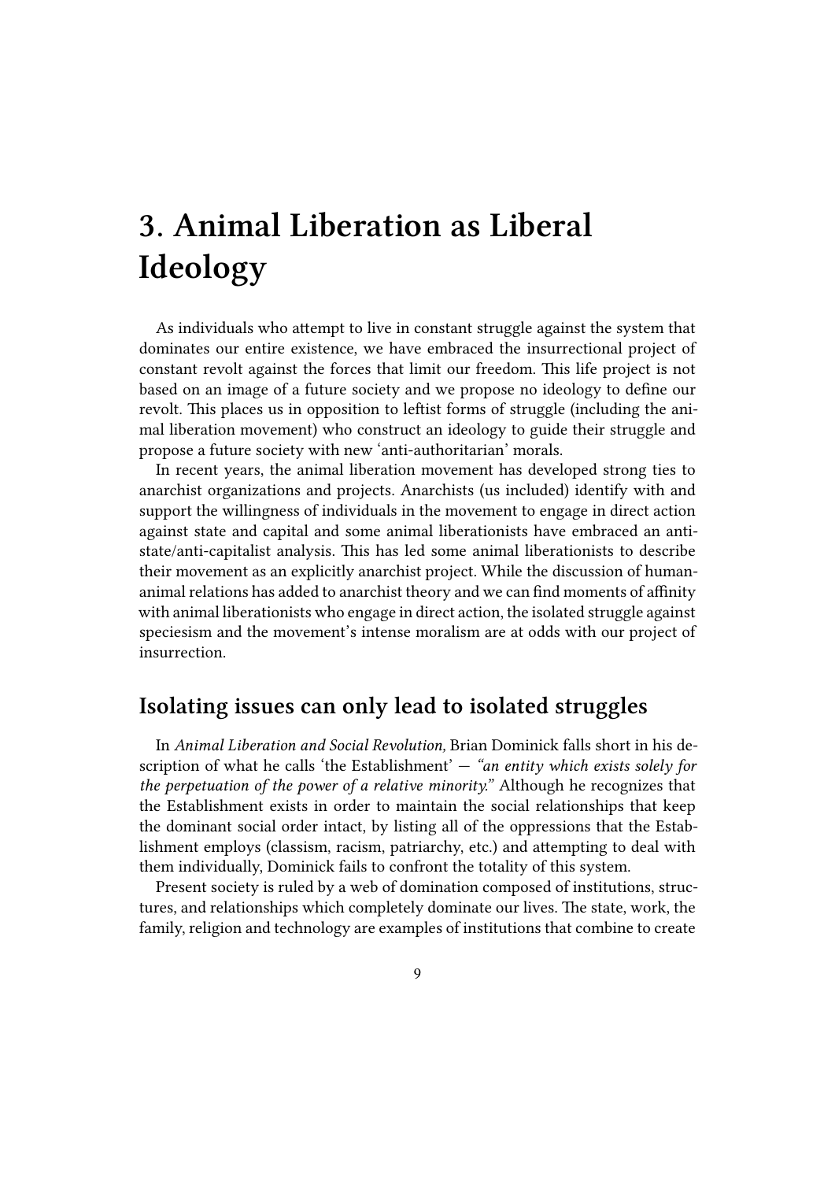# 3. Animal Liberation as Liberal Ideology

As individuals who attempt to live in constant struggle against the system that dominates our entire existence, we have embraced the insurrectional project of constant revolt against the forces that limit our freedom. This life project is not based on an image of a future society and we propose no ideology to define our revolt. This places us in opposition to leftist forms of struggle (including the animal liberation movement) who construct an ideology to guide their struggle and propose a future society with new 'anti-authoritarian' morals.

In recent years, the animal liberation movement has developed strong ties to anarchist organizations and projects. Anarchists (us included) identify with and support the willingness of individuals in the movement to engage in direct action against state and capital and some animal liberationists have embraced an anti-state/anti-capitalist analysis. This has led some animal liberationists to describe their movement as an explicitly anarchist project. While the discussion of human-animal relations has added to anarchist theory and we can find moments of affinity with animal liberationists who engage in direct action, the isolated struggle against speciesism and the movement's intense moralism are at odds with our project of insurrection.

## Isolating issues can only lead to isolated struggles

In *Animal Liberation and Social Revolution,* Brian Dominick falls short in his description of what he calls 'the Establishment' — *"an entity which exists solely for the perpetuation of the power of a relative minority."* Although he recognizes that the Establishment exists in order to maintain the social relationships that keep the dominant social order intact, by listing all of the oppressions that the Establishment employs (classism, racism, patriarchy, etc.) and attempting to deal with them individually, Dominick fails to confront the totality of this system.

Present society is ruled by a web of domination composed of institutions, structures, and relationships which completely dominate our lives. The state, work, the family, religion and technology are examples of institutions that combine to create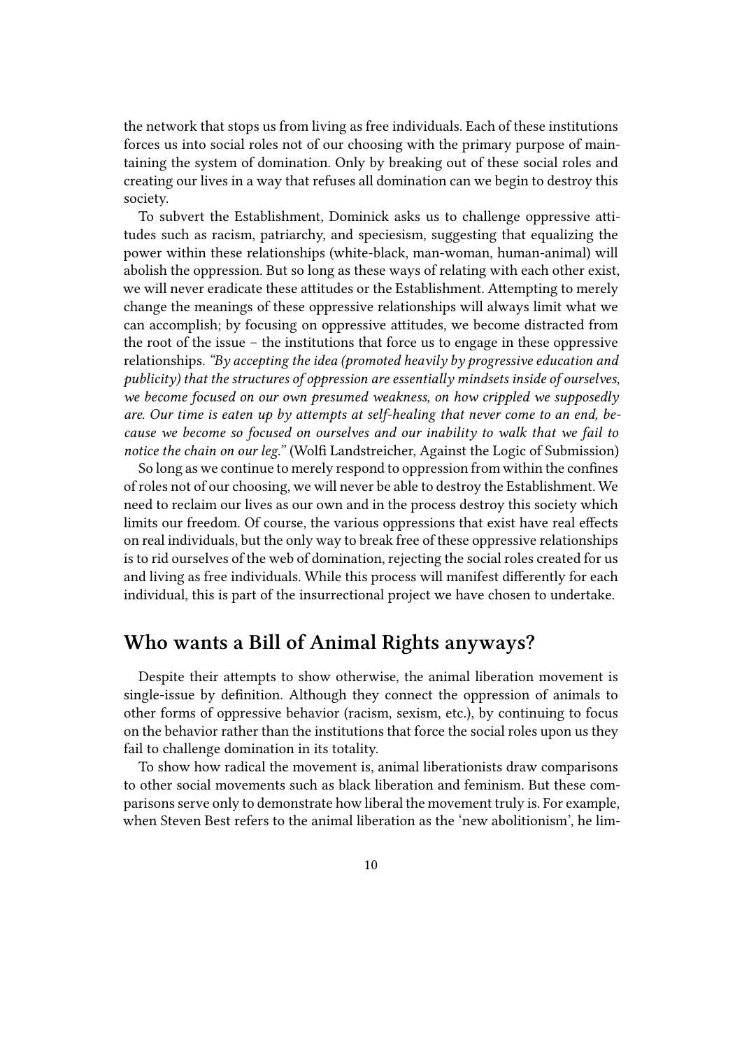the network that stops us from living as free individuals. Each of these institutions forces us into social roles not of our choosing with the primary purpose of maintaining the system of domination. Only by breaking out of these social roles and creating our lives in a way that refuses all domination can we begin to destroy this society.

To subvert the Establishment, Dominick asks us to challenge oppressive attitudes such as racism, patriarchy, and speciesism, suggesting that equalizing the power within these relationships (white-black, man-woman, human-animal) will abolish the oppression. But so long as these ways of relating with each other exist, we will never eradicate these attitudes or the Establishment. Attempting to merely change the meanings of these oppressive relationships will always limit what we can accomplish; by focusing on oppressive attitudes, we become distracted from the root of the issue – the institutions that force us to engage in these oppressive relationships. *"By accepting the idea (promoted heavily by progressive education and publicity) that the structures of oppression are essentially mindsets inside of ourselves, we become focused on our own presumed weakness, on how crippled we supposedly are. Our time is eaten up by attempts at self-healing that never come to an end, because we become so focused on ourselves and our inability to walk that we fail to notice the chain on our leg."* (Wolfi Landstreicher, Against the Logic of Submission)

So long as we continue to merely respond to oppression from within the confines of roles not of our choosing, we will never be able to destroy the Establishment. We need to reclaim our lives as our own and in the process destroy this society which limits our freedom. Of course, the various oppressions that exist have real effects on real individuals, but the only way to break free of these oppressive relationships is to rid ourselves of the web of domination, rejecting the social roles created for us and living as free individuals. While this process will manifest differently for each individual, this is part of the insurrectional project we have chosen to undertake.

## Who wants a Bill of Animal Rights anyways?

Despite their attempts to show otherwise, the animal liberation movement is single-issue by definition. Although they connect the oppression of animals to other forms of oppressive behavior (racism, sexism, etc.), by continuing to focus on the behavior rather than the institutions that force the social roles upon us they fail to challenge domination in its totality.

To show how radical the movement is, animal liberationists draw comparisons to other social movements such as black liberation and feminism. But these comparisons serve only to demonstrate how liberal the movement truly is. For example, when Steven Best refers to the animal liberation as the 'new abolitionism', he lim-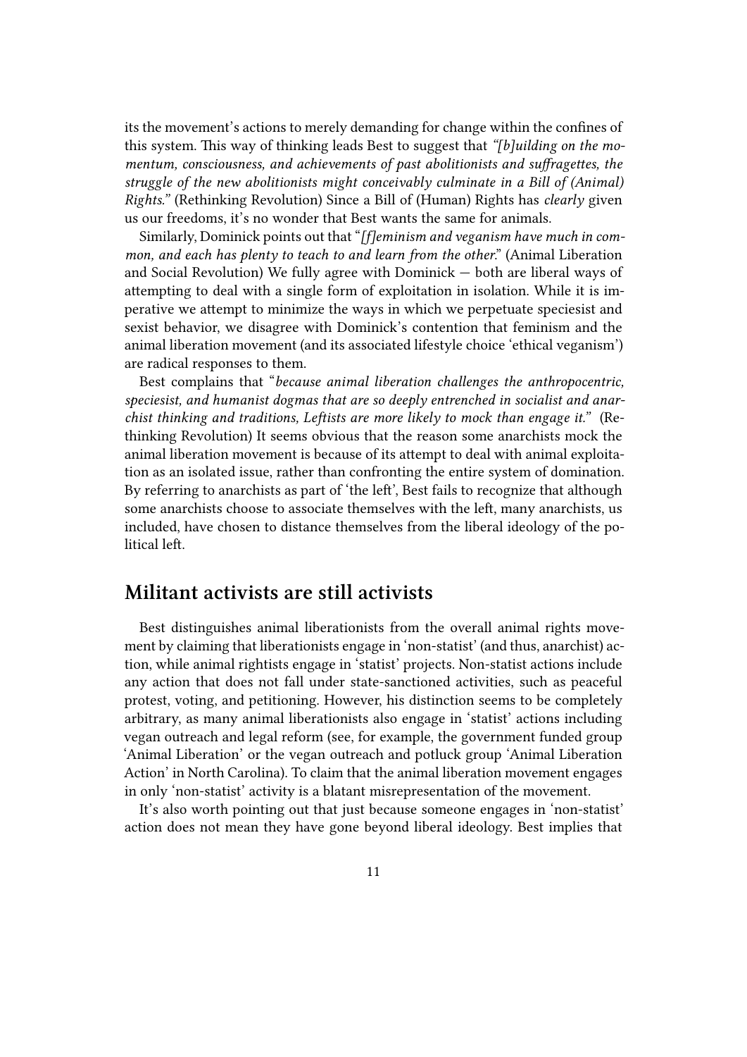its the movement's actions to merely demanding for change within the confines of this system. This way of thinking leads Best to suggest that *"[b]uilding on the momentum, consciousness, and achievements of past abolitionists and suffragettes, the struggle of the new abolitionists might conceivably culminate in a Bill of (Animal) Rights."* (Rethinking Revolution) Since a Bill of (Human) Rights has *clearly* given us our freedoms, it's no wonder that Best wants the same for animals.

Similarly, Dominick points out that "*[f]eminism and veganism have much in common, and each has plenty to teach to and learn from the other.*" (Animal Liberation and Social Revolution) We fully agree with Dominick — both are liberal ways of attempting to deal with a single form of exploitation in isolation. While it is imperative we attempt to minimize the ways in which we perpetuate speciesist and sexist behavior, we disagree with Dominick's contention that feminism and the animal liberation movement (and its associated lifestyle choice 'ethical veganism') are radical responses to them.

Best complains that "*because animal liberation challenges the anthropocentric, speciesist, and humanist dogmas that are so deeply entrenched in socialist and anarchist thinking and traditions, Leftists are more likely to mock than engage it.*" (Rethinking Revolution) It seems obvious that the reason some anarchists mock the animal liberation movement is because of its attempt to deal with animal exploitation as an isolated issue, rather than confronting the entire system of domination. By referring to anarchists as part of 'the left', Best fails to recognize that although some anarchists choose to associate themselves with the left, many anarchists, us included, have chosen to distance themselves from the liberal ideology of the political left.

## Militant activists are still activists

Best distinguishes animal liberationists from the overall animal rights movement by claiming that liberationists engage in 'non-statist' (and thus, anarchist) action, while animal rightists engage in 'statist' projects. Non-statist actions include any action that does not fall under state-sanctioned activities, such as peaceful protest, voting, and petitioning. However, his distinction seems to be completely arbitrary, as many animal liberationists also engage in 'statist' actions including vegan outreach and legal reform (see, for example, the government funded group 'Animal Liberation' or the vegan outreach and potluck group 'Animal Liberation Action' in North Carolina). To claim that the animal liberation movement engages in only 'non-statist' activity is a blatant misrepresentation of the movement.

It's also worth pointing out that just because someone engages in 'non-statist' action does not mean they have gone beyond liberal ideology. Best implies that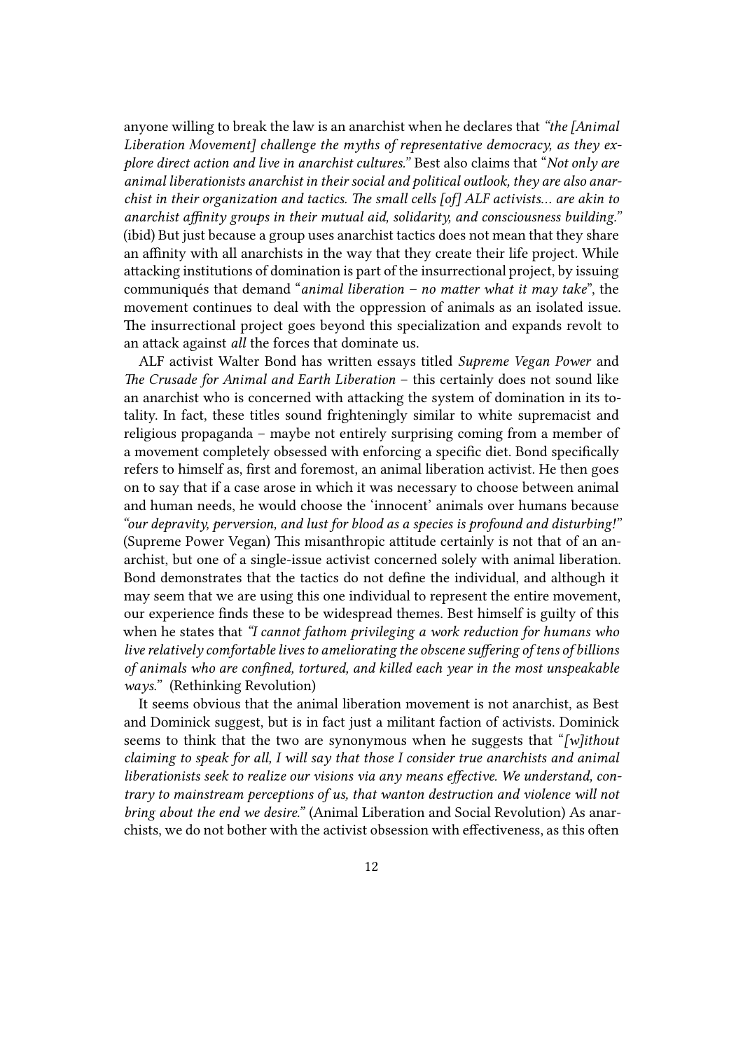anyone willing to break the law is an anarchist when he declares that *"the [Animal Liberation Movement] challenge the myths of representative democracy, as they explore direct action and live in anarchist cultures."* Best also claims that "*Not only are animal liberationists anarchist in their social and political outlook, they are also anarchist in their organization and tactics. The small cells [of] ALF activists… are akin to anarchist affinity groups in their mutual aid, solidarity, and consciousness building."* (ibid) But just because a group uses anarchist tactics does not mean that they share an affinity with all anarchists in the way that they create their life project. While attacking institutions of domination is part of the insurrectional project, by issuing communiqués that demand "*animal liberation – no matter what it may take*", the movement continues to deal with the oppression of animals as an isolated issue. The insurrectional project goes beyond this specialization and expands revolt to an attack against *all* the forces that dominate us.

ALF activist Walter Bond has written essays titled *Supreme Vegan Power* and *The Crusade for Animal and Earth Liberation* – this certainly does not sound like an anarchist who is concerned with attacking the system of domination in its totality. In fact, these titles sound frighteningly similar to white supremacist and religious propaganda – maybe not entirely surprising coming from a member of a movement completely obsessed with enforcing a specific diet. Bond specifically refers to himself as, first and foremost, an animal liberation activist. He then goes on to say that if a case arose in which it was necessary to choose between animal and human needs, he would choose the 'innocent' animals over humans because *"our depravity, perversion, and lust for blood as a species is profound and disturbing!"* (Supreme Power Vegan) This misanthropic attitude certainly is not that of an anarchist, but one of a single-issue activist concerned solely with animal liberation. Bond demonstrates that the tactics do not define the individual, and although it may seem that we are using this one individual to represent the entire movement, our experience finds these to be widespread themes. Best himself is guilty of this when he states that *"I cannot fathom privileging a work reduction for humans who live relatively comfortable lives to ameliorating the obscene suffering of tens of billions of animals who are confined, tortured, and killed each year in the most unspeakable ways."* (Rethinking Revolution)

It seems obvious that the animal liberation movement is not anarchist, as Best and Dominick suggest, but is in fact just a militant faction of activists. Dominick seems to think that the two are synonymous when he suggests that "*[w]ithout claiming to speak for all, I will say that those I consider true anarchists and animal liberationists seek to realize our visions via any means effective. We understand, contrary to mainstream perceptions of us, that wanton destruction and violence will not bring about the end we desire."* (Animal Liberation and Social Revolution) As anarchists, we do not bother with the activist obsession with effectiveness, as this often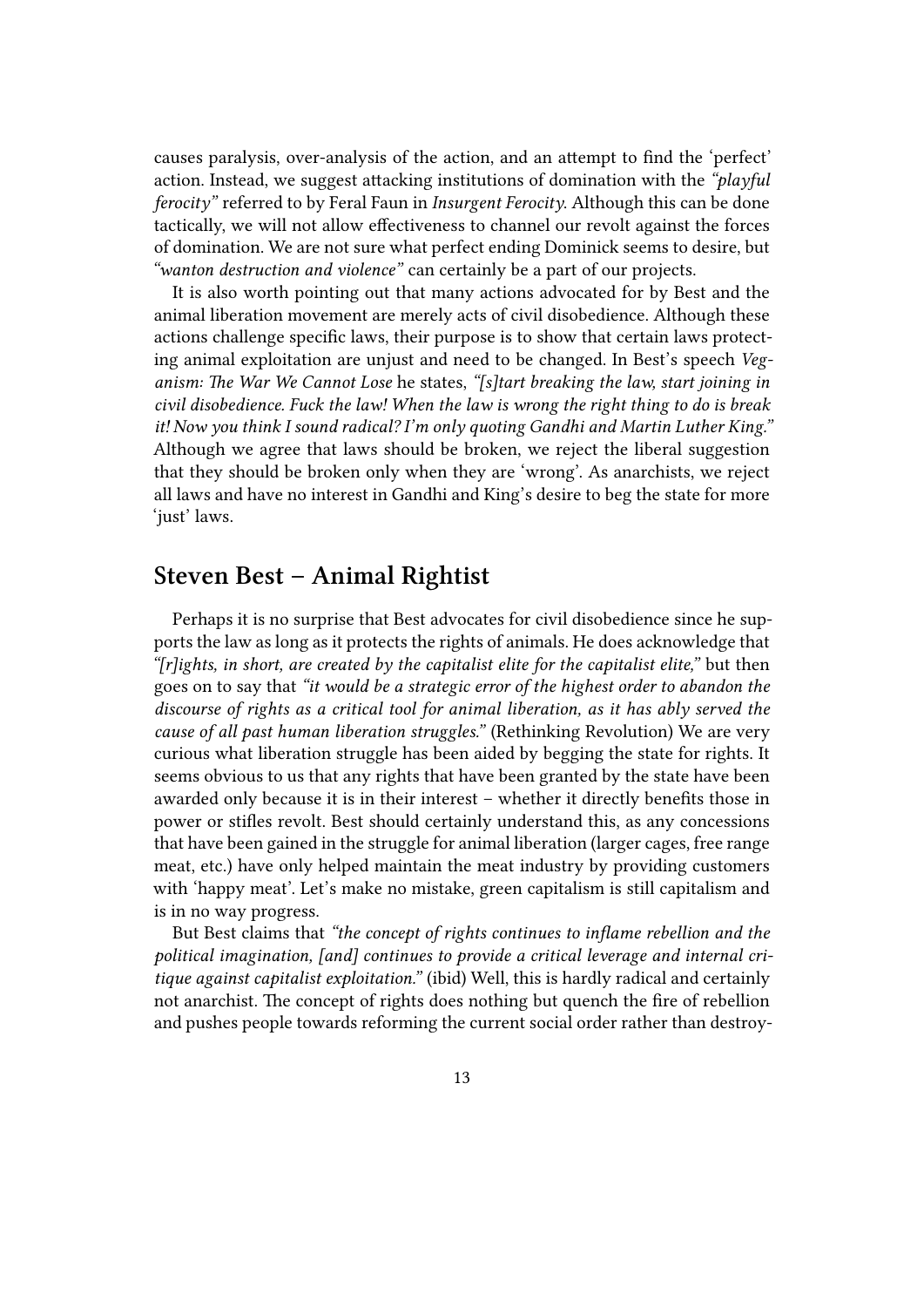causes paralysis, over-analysis of the action, and an attempt to find the 'perfect' action. Instead, we suggest attacking institutions of domination with the *"playful ferocity"* referred to by Feral Faun in *Insurgent Ferocity*. Although this can be done tactically, we will not allow effectiveness to channel our revolt against the forces of domination. We are not sure what perfect ending Dominick seems to desire, but *"wanton destruction and violence"* can certainly be a part of our projects.

It is also worth pointing out that many actions advocated for by Best and the animal liberation movement are merely acts of civil disobedience. Although these actions challenge specific laws, their purpose is to show that certain laws protecting animal exploitation are unjust and need to be changed. In Best's speech *Veganism: The War We Cannot Lose* he states, *"[s]tart breaking the law, start joining in civil disobedience. Fuck the law! When the law is wrong the right thing to do is break it! Now you think I sound radical? I'm only quoting Gandhi and Martin Luther King."* Although we agree that laws should be broken, we reject the liberal suggestion that they should be broken only when they are 'wrong'. As anarchists, we reject all laws and have no interest in Gandhi and King's desire to beg the state for more 'just' laws.

## Steven Best – Animal Rightist

Perhaps it is no surprise that Best advocates for civil disobedience since he supports the law as long as it protects the rights of animals. He does acknowledge that *"[r]ights, in short, are created by the capitalist elite for the capitalist elite,"* but then goes on to say that *"it would be a strategic error of the highest order to abandon the discourse of rights as a critical tool for animal liberation, as it has ably served the cause of all past human liberation struggles."* (Rethinking Revolution) We are very curious what liberation struggle has been aided by begging the state for rights. It seems obvious to us that any rights that have been granted by the state have been awarded only because it is in their interest – whether it directly benefits those in power or stifles revolt. Best should certainly understand this, as any concessions that have been gained in the struggle for animal liberation (larger cages, free range meat, etc.) have only helped maintain the meat industry by providing customers with 'happy meat'. Let's make no mistake, green capitalism is still capitalism and is in no way progress.

But Best claims that *"the concept of rights continues to inflame rebellion and the political imagination, [and] continues to provide a critical leverage and internal critique against capitalist exploitation."* (ibid) Well, this is hardly radical and certainly not anarchist. The concept of rights does nothing but quench the fire of rebellion and pushes people towards reforming the current social order rather than destroy-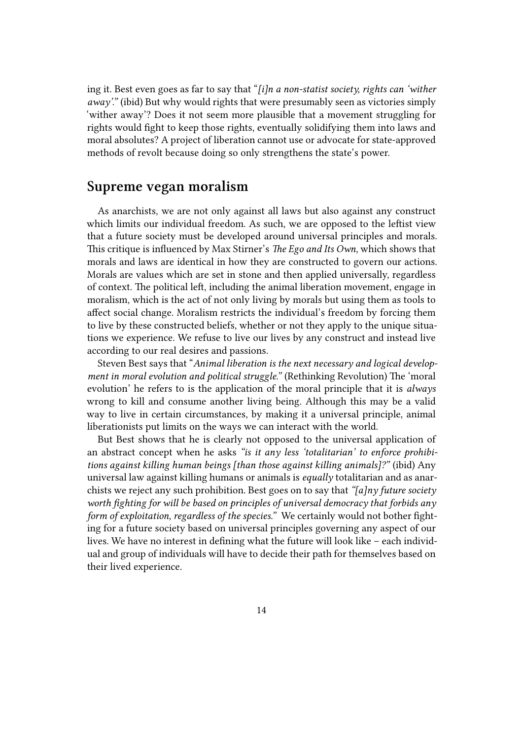ing it. Best even goes as far to say that "*[i]n a non-statist society, rights can 'wither away'.*" (ibid) But why would rights that were presumably seen as victories simply 'wither away'? Does it not seem more plausible that a movement struggling for rights would fight to keep those rights, eventually solidifying them into laws and moral absolutes? A project of liberation cannot use or advocate for state-approved methods of revolt because doing so only strengthens the state's power.

## Supreme vegan moralism

As anarchists, we are not only against all laws but also against any construct which limits our individual freedom. As such, we are opposed to the leftist view that a future society must be developed around universal principles and morals. This critique is influenced by Max Stirner's *The Ego and Its Own*, which shows that morals and laws are identical in how they are constructed to govern our actions. Morals are values which are set in stone and then applied universally, regardless of context. The political left, including the animal liberation movement, engage in moralism, which is the act of not only living by morals but using them as tools to affect social change. Moralism restricts the individual's freedom by forcing them to live by these constructed beliefs, whether or not they apply to the unique situations we experience. We refuse to live our lives by any construct and instead live according to our real desires and passions.

Steven Best says that "*Animal liberation is the next necessary and logical development in moral evolution and political struggle.*" (Rethinking Revolution) The 'moral evolution' he refers to is the application of the moral principle that it is *always* wrong to kill and consume another living being. Although this may be a valid way to live in certain circumstances, by making it a universal principle, animal liberationists put limits on the ways we can interact with the world.

But Best shows that he is clearly not opposed to the universal application of an abstract concept when he asks *"is it any less 'totalitarian' to enforce prohibitions against killing human beings [than those against killing animals]?"* (ibid) Any universal law against killing humans or animals is *equally* totalitarian and as anarchists we reject any such prohibition. Best goes on to say that *"[a]ny future society worth fighting for will be based on principles of universal democracy that forbids any form of exploitation, regardless of the species."* We certainly would not bother fighting for a future society based on universal principles governing any aspect of our lives. We have no interest in defining what the future will look like – each individual and group of individuals will have to decide their path for themselves based on their lived experience.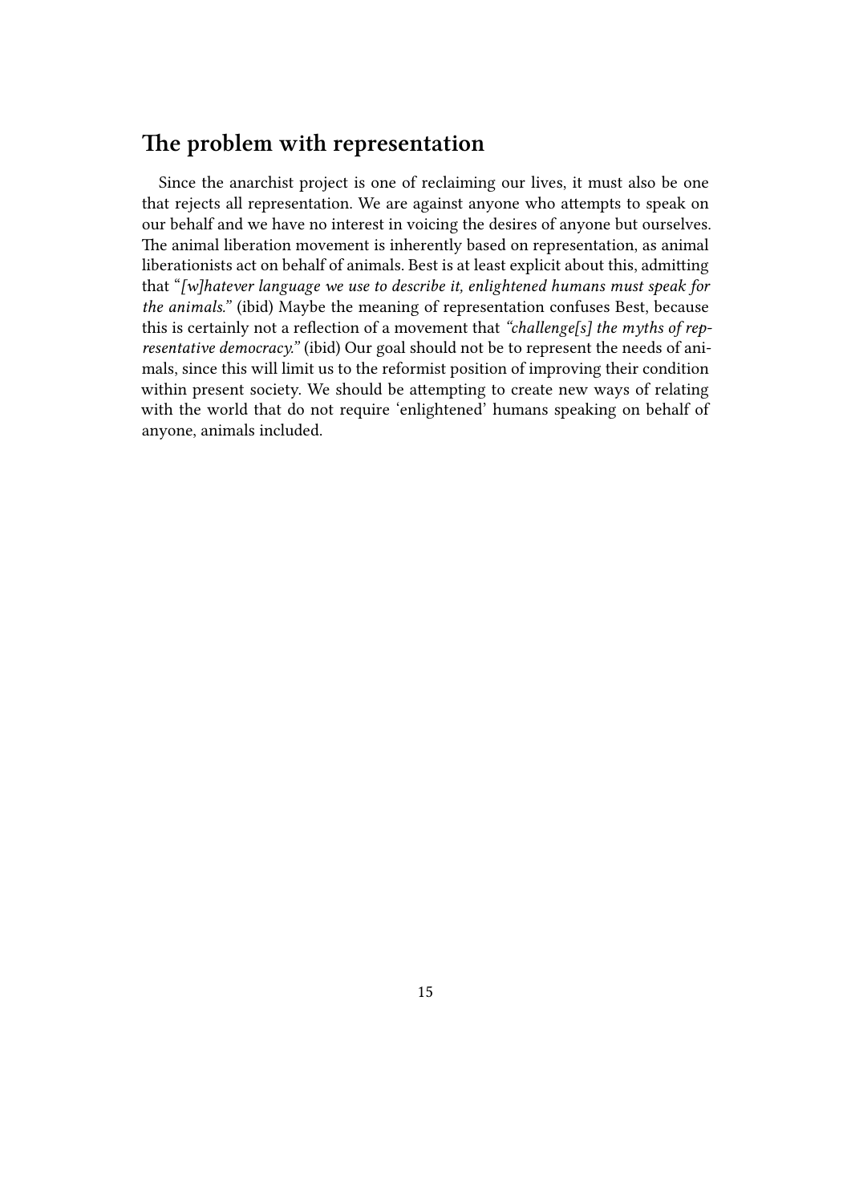## The problem with representation

Since the anarchist project is one of reclaiming our lives, it must also be one that rejects all representation. We are against anyone who attempts to speak on our behalf and we have no interest in voicing the desires of anyone but ourselves. The animal liberation movement is inherently based on representation, as animal liberationists act on behalf of animals. Best is at least explicit about this, admitting that "*[w]hatever language we use to describe it, enlightened humans must speak for the animals.*" (ibid) Maybe the meaning of representation confuses Best, because this is certainly not a reflection of a movement that *"challenge[s] the myths of representative democracy."* (ibid) Our goal should not be to represent the needs of animals, since this will limit us to the reformist position of improving their condition within present society. We should be attempting to create new ways of relating with the world that do not require 'enlightened' humans speaking on behalf of anyone, animals included.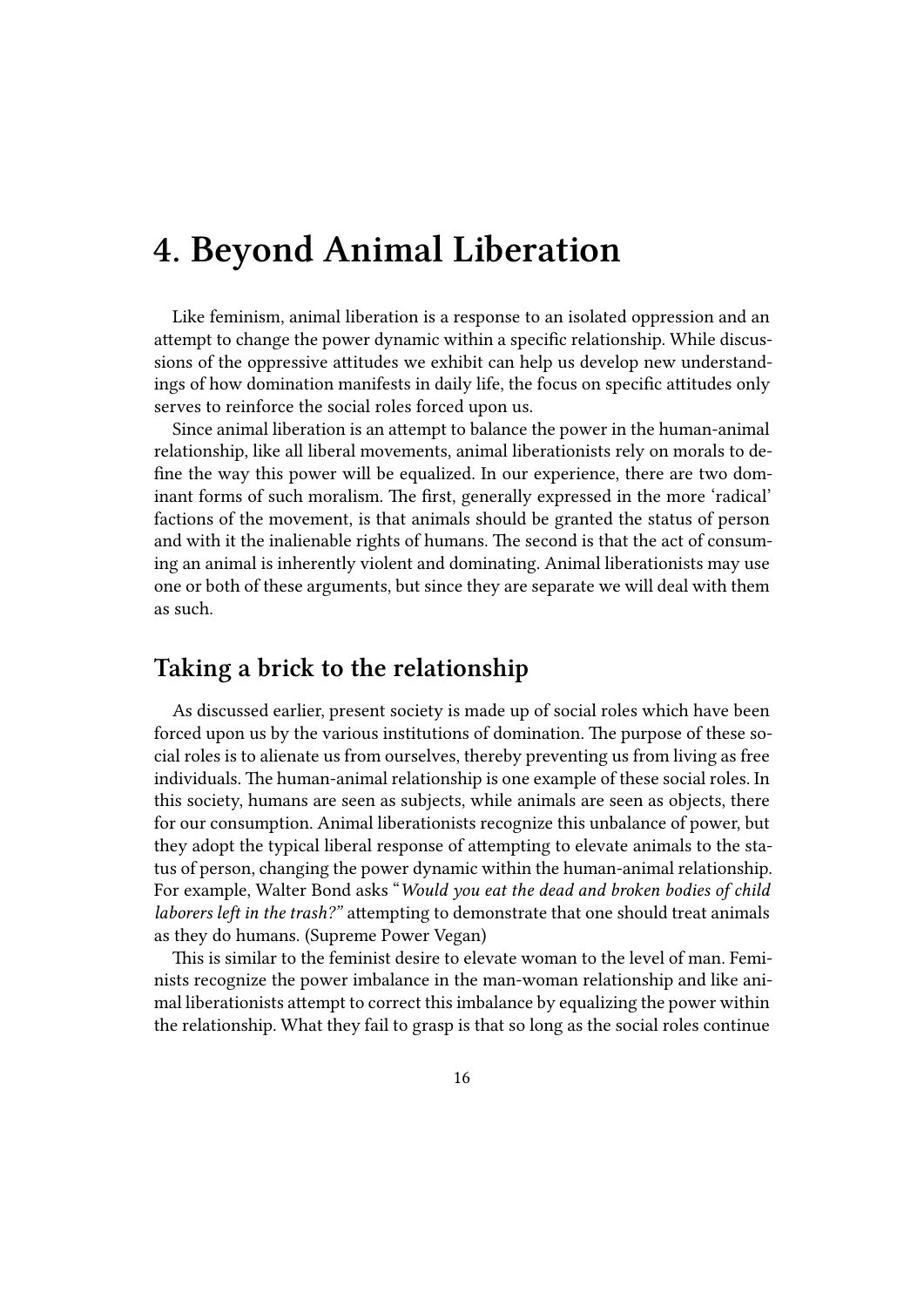# 4. Beyond Animal Liberation

Like feminism, animal liberation is a response to an isolated oppression and an attempt to change the power dynamic within a specific relationship. While discussions of the oppressive attitudes we exhibit can help us develop new understandings of how domination manifests in daily life, the focus on specific attitudes only serves to reinforce the social roles forced upon us.

Since animal liberation is an attempt to balance the power in the human-animal relationship, like all liberal movements, animal liberationists rely on morals to define the way this power will be equalized. In our experience, there are two dominant forms of such moralism. The first, generally expressed in the more 'radical' factions of the movement, is that animals should be granted the status of person and with it the inalienable rights of humans. The second is that the act of consuming an animal is inherently violent and dominating. Animal liberationists may use one or both of these arguments, but since they are separate we will deal with them as such.

## Taking a brick to the relationship

As discussed earlier, present society is made up of social roles which have been forced upon us by the various institutions of domination. The purpose of these social roles is to alienate us from ourselves, thereby preventing us from living as free individuals. The human-animal relationship is one example of these social roles. In this society, humans are seen as subjects, while animals are seen as objects, there for our consumption. Animal liberationists recognize this unbalance of power, but they adopt the typical liberal response of attempting to elevate animals to the status of person, changing the power dynamic within the human-animal relationship. For example, Walter Bond asks "*Would you eat the dead and broken bodies of child laborers left in the trash?*" attempting to demonstrate that one should treat animals as they do humans. (Supreme Power Vegan)

This is similar to the feminist desire to elevate woman to the level of man. Feminists recognize the power imbalance in the man-woman relationship and like animal liberationists attempt to correct this imbalance by equalizing the power within the relationship. What they fail to grasp is that so long as the social roles continue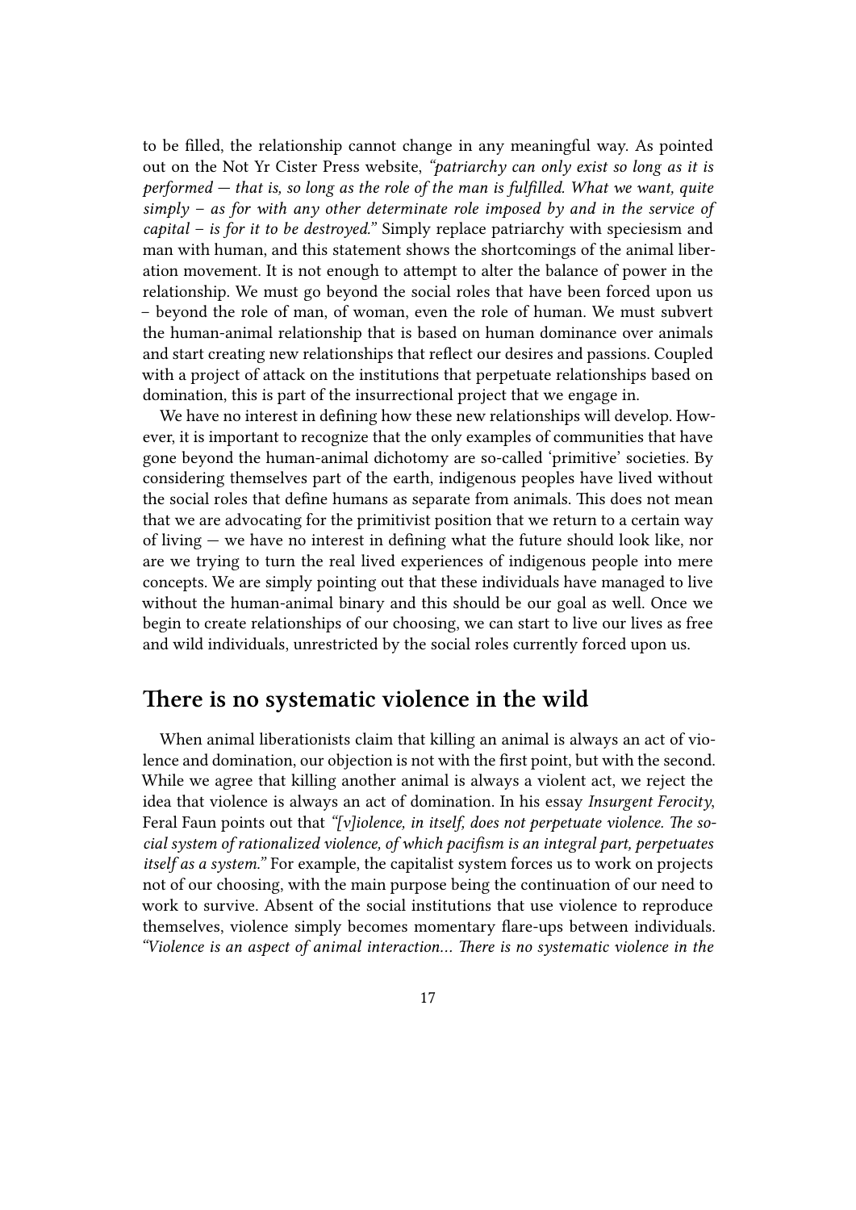to be filled, the relationship cannot change in any meaningful way. As pointed out on the Not Yr Cister Press website, *"patriarchy can only exist so long as it is performed — that is, so long as the role of the man is fulfilled. What we want, quite simply – as for with any other determinate role imposed by and in the service of capital – is for it to be destroyed."* Simply replace patriarchy with speciesism and man with human, and this statement shows the shortcomings of the animal liberation movement. It is not enough to attempt to alter the balance of power in the relationship. We must go beyond the social roles that have been forced upon us – beyond the role of man, of woman, even the role of human. We must subvert the human-animal relationship that is based on human dominance over animals and start creating new relationships that reflect our desires and passions. Coupled with a project of attack on the institutions that perpetuate relationships based on domination, this is part of the insurrectional project that we engage in.

We have no interest in defining how these new relationships will develop. However, it is important to recognize that the only examples of communities that have gone beyond the human-animal dichotomy are so-called 'primitive' societies. By considering themselves part of the earth, indigenous peoples have lived without the social roles that define humans as separate from animals. This does not mean that we are advocating for the primitivist position that we return to a certain way of living — we have no interest in defining what the future should look like, nor are we trying to turn the real lived experiences of indigenous people into mere concepts. We are simply pointing out that these individuals have managed to live without the human-animal binary and this should be our goal as well. Once we begin to create relationships of our choosing, we can start to live our lives as free and wild individuals, unrestricted by the social roles currently forced upon us.

## There is no systematic violence in the wild

When animal liberationists claim that killing an animal is always an act of violence and domination, our objection is not with the first point, but with the second. While we agree that killing another animal is always a violent act, we reject the idea that violence is always an act of domination. In his essay *Insurgent Ferocity*, Feral Faun points out that *"[v]iolence, in itself, does not perpetuate violence. The social system of rationalized violence, of which pacifism is an integral part, perpetuates itself as a system."* For example, the capitalist system forces us to work on projects not of our choosing, with the main purpose being the continuation of our need to work to survive. Absent of the social institutions that use violence to reproduce themselves, violence simply becomes momentary flare-ups between individuals. *"Violence is an aspect of animal interaction… There is no systematic violence in the*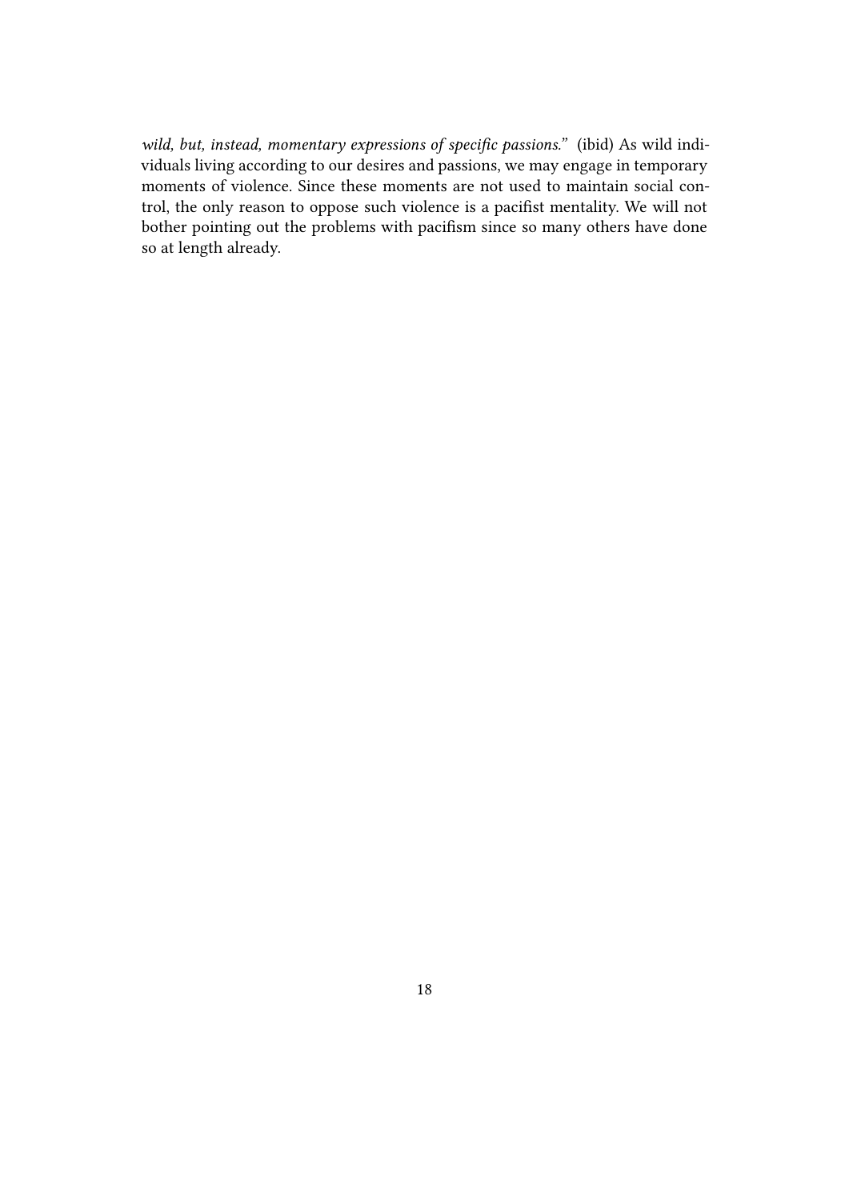*wild, but, instead, momentary expressions of specific passions."* (ibid) As wild individuals living according to our desires and passions, we may engage in temporary moments of violence. Since these moments are not used to maintain social control, the only reason to oppose such violence is a pacifist mentality. We will not bother pointing out the problems with pacifism since so many others have done so at length already.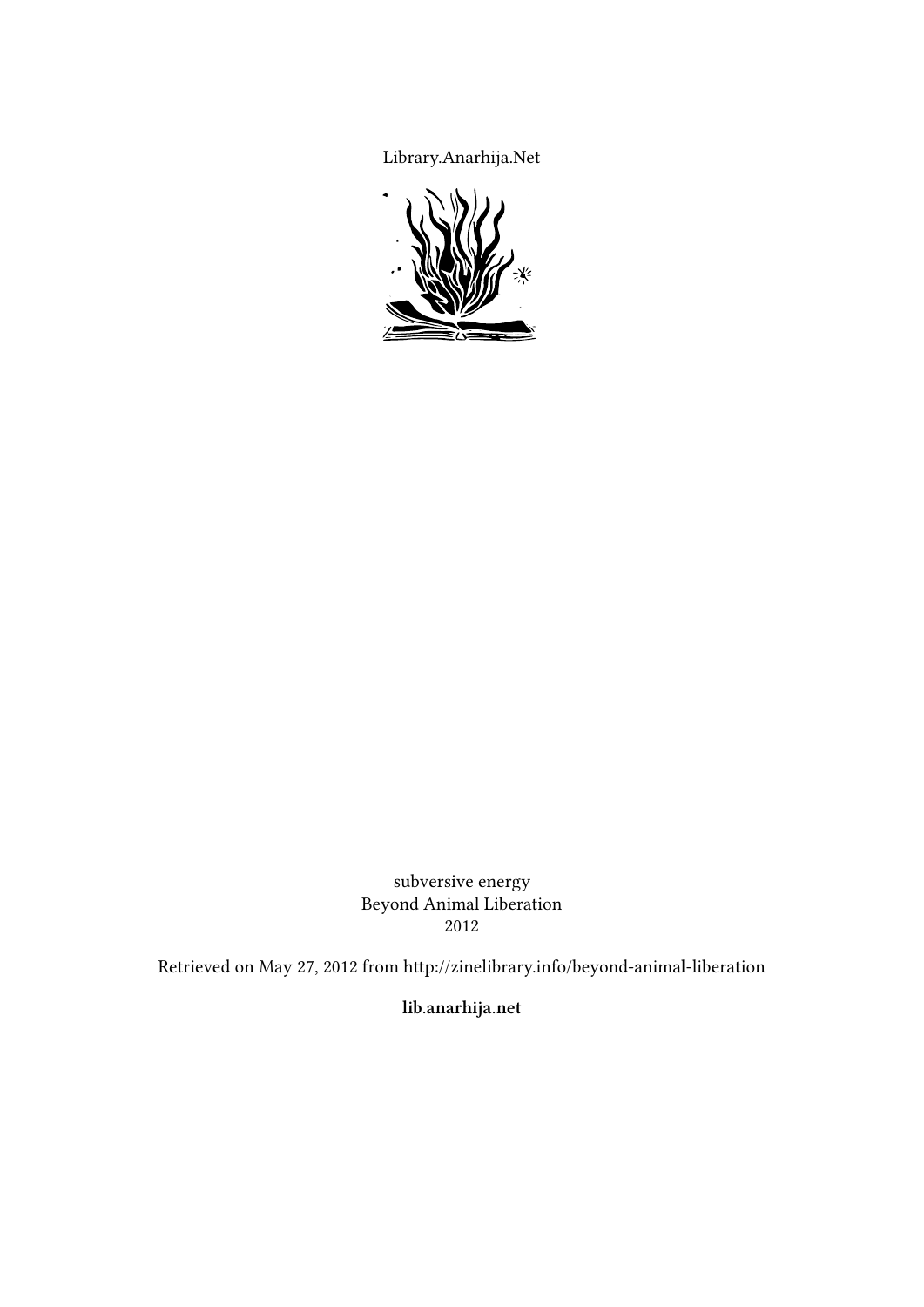Library.Anarhija.Net

subversive energy
Beyond Animal Liberation
2012

Retrieved on May 27, 2012 from http://zinelibrary.info/beyond-animal-liberation

**lib.anarhija.net**